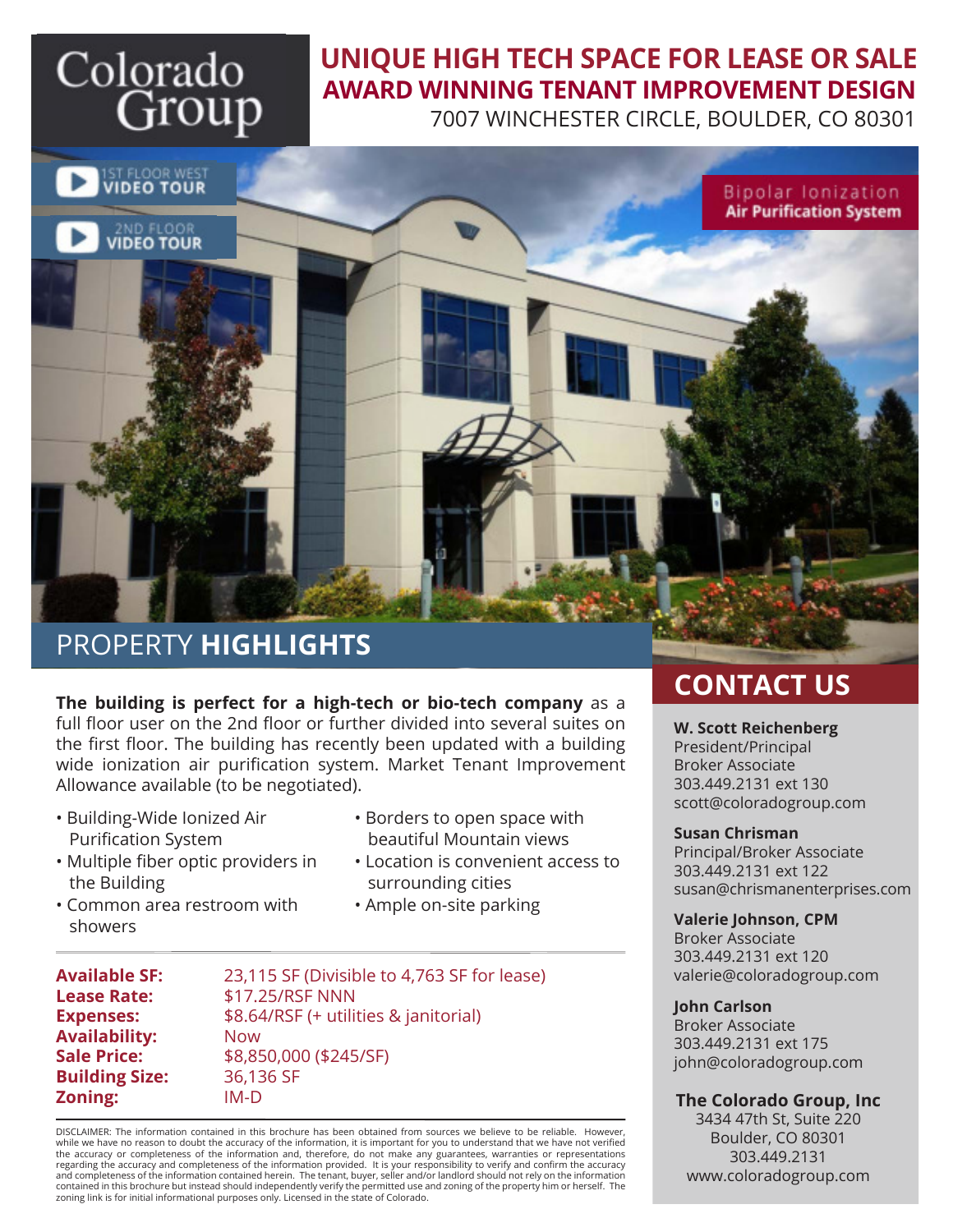Colorado Group

# UNIQUE HIGH TECH SPACE FOR LEASE OR SALE
## AWARD WINNING TENANT IMPROVEMENT DESIGN

7007 WINCHESTER CIRCLE, BOULDER, CO 80301

1ST FLOOR WEST VIDEO TOUR

2ND FLOOR VIDEO TOUR

Bipolar Ionization Air Purification System

## PROPERTY HIGHLIGHTS

**The building is perfect for a high-tech or bio-tech company** as a full floor user on the 2nd floor or further divided into several suites on the first floor. The building has recently been updated with a building wide ionization air purification system. Market Tenant Improvement Allowance available (to be negotiated).

- Building-Wide Ionized Air Purification System
- Multiple fiber optic providers in the Building
- Common area restroom with showers
- Borders to open space with beautiful Mountain views
- Location is convenient access to surrounding cities
- Ample on-site parking

| | |
|---|---|
| **Available SF:** | 23,115 SF (Divisible to 4,763 SF for lease) |
| **Lease Rate:** | $17.25/RSF NNN |
| **Expenses:** | $8.64/RSF (+ utilities & janitorial) |
| **Availability:** | Now |
| **Sale Price:** | $8,850,000 ($245/SF) |
| **Building Size:** | 36,136 SF |
| **Zoning:** | IM-D |

DISCLAIMER: The information contained in this brochure has been obtained from sources we believe to be reliable. However, while we have no reason to doubt the accuracy of the information, it is important for you to understand that we have not verified the accuracy or completeness of the information and, therefore, do not make any guarantees, warranties or representations regarding the accuracy and completeness of the information provided. It is your responsibility to verify and confirm the accuracy and completeness of the information contained herein. The tenant, buyer, seller and/or landlord should not rely on the information contained in this brochure but instead should independently verify the permitted use and zoning of the property him or herself. The zoning link is for initial informational purposes only. Licensed in the state of Colorado.

## CONTACT US

**W. Scott Reichenberg**
President/Principal
Broker Associate
303.449.2131 ext 130
scott@coloradogroup.com

**Susan Chrisman**
Principal/Broker Associate
303.449.2131 ext 122
susan@chrismanenterprises.com

**Valerie Johnson, CPM**
Broker Associate
303.449.2131 ext 120
valerie@coloradogroup.com

**John Carlson**
Broker Associate
303.449.2131 ext 175
john@coloradogroup.com

**The Colorado Group, Inc**
3434 47th St, Suite 220
Boulder, CO 80301
303.449.2131
www.coloradogroup.com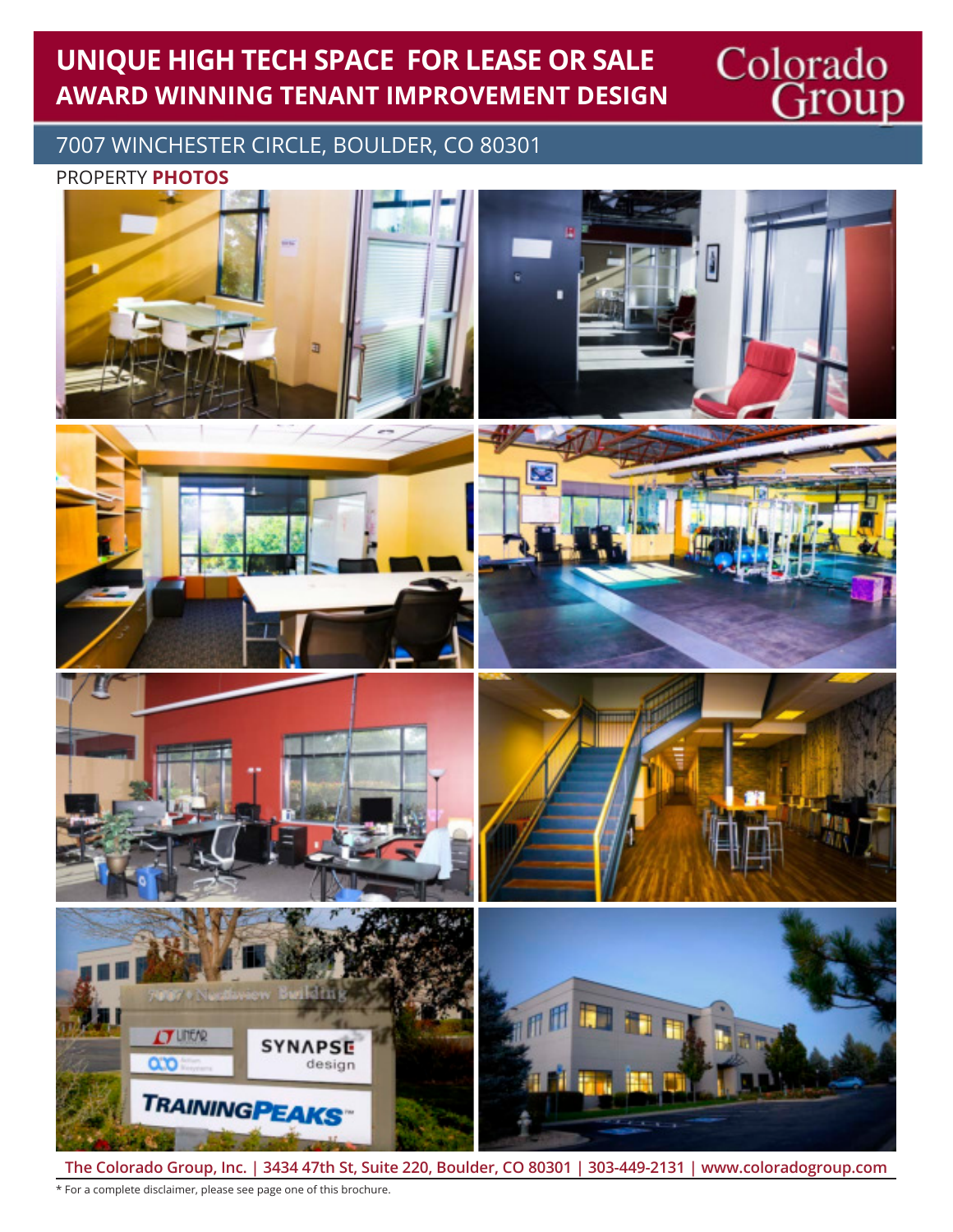# UNIQUE HIGH TECH SPACE FOR LEASE OR SALE
## AWARD WINNING TENANT IMPROVEMENT DESIGN

Colorado Group

7007 WINCHESTER CIRCLE, BOULDER, CO 80301

PROPERTY **PHOTOS**

The Colorado Group, Inc. | 3434 47th St, Suite 220, Boulder, CO 80301 | 303-449-2131 | www.coloradogroup.com

* For a complete disclaimer, please see page one of this brochure.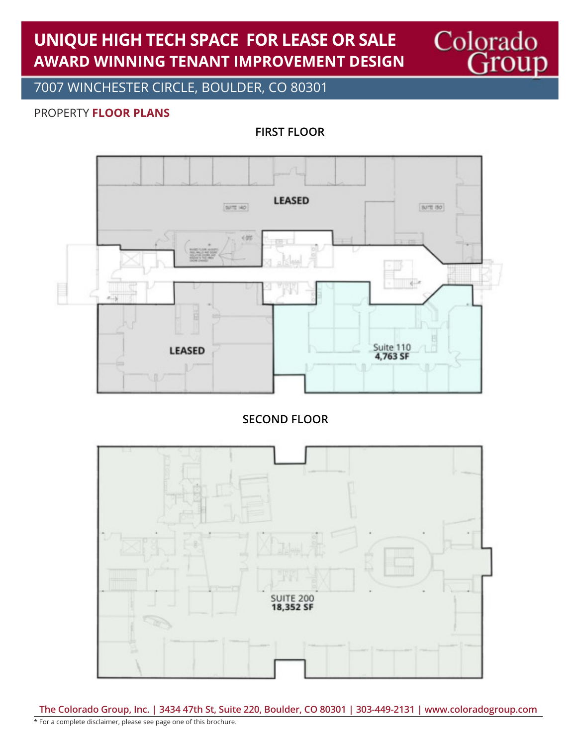# UNIQUE HIGH TECH SPACE FOR LEASE OR SALE
## AWARD WINNING TENANT IMPROVEMENT DESIGN

Colorado Group

7007 WINCHESTER CIRCLE, BOULDER, CO 80301

PROPERTY **FLOOR PLANS**

**FIRST FLOOR**

LEASED

SUITE 140

SUITE 150

LEASED

Suite 110
**4,763 SF**

**SECOND FLOOR**

SUITE 200
**18,352 SF**

**The Colorado Group, Inc. | 3434 47th St, Suite 220, Boulder, CO 80301 | 303-449-2131 | www.coloradogroup.com**

* For a complete disclaimer, please see page one of this brochure.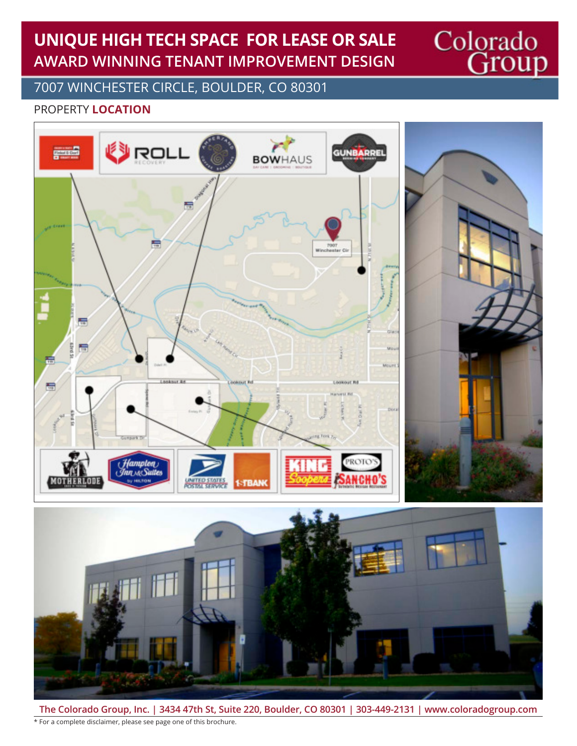# UNIQUE HIGH TECH SPACE FOR LEASE OR SALE
## AWARD WINNING TENANT IMPROVEMENT DESIGN

Colorado Group

7007 WINCHESTER CIRCLE, BOULDER, CO 80301

PROPERTY **LOCATION**

The Colorado Group, Inc. | 3434 47th St, Suite 220, Boulder, CO 80301 | 303-449-2131 | www.coloradogroup.com

* For a complete disclaimer, please see page one of this brochure.